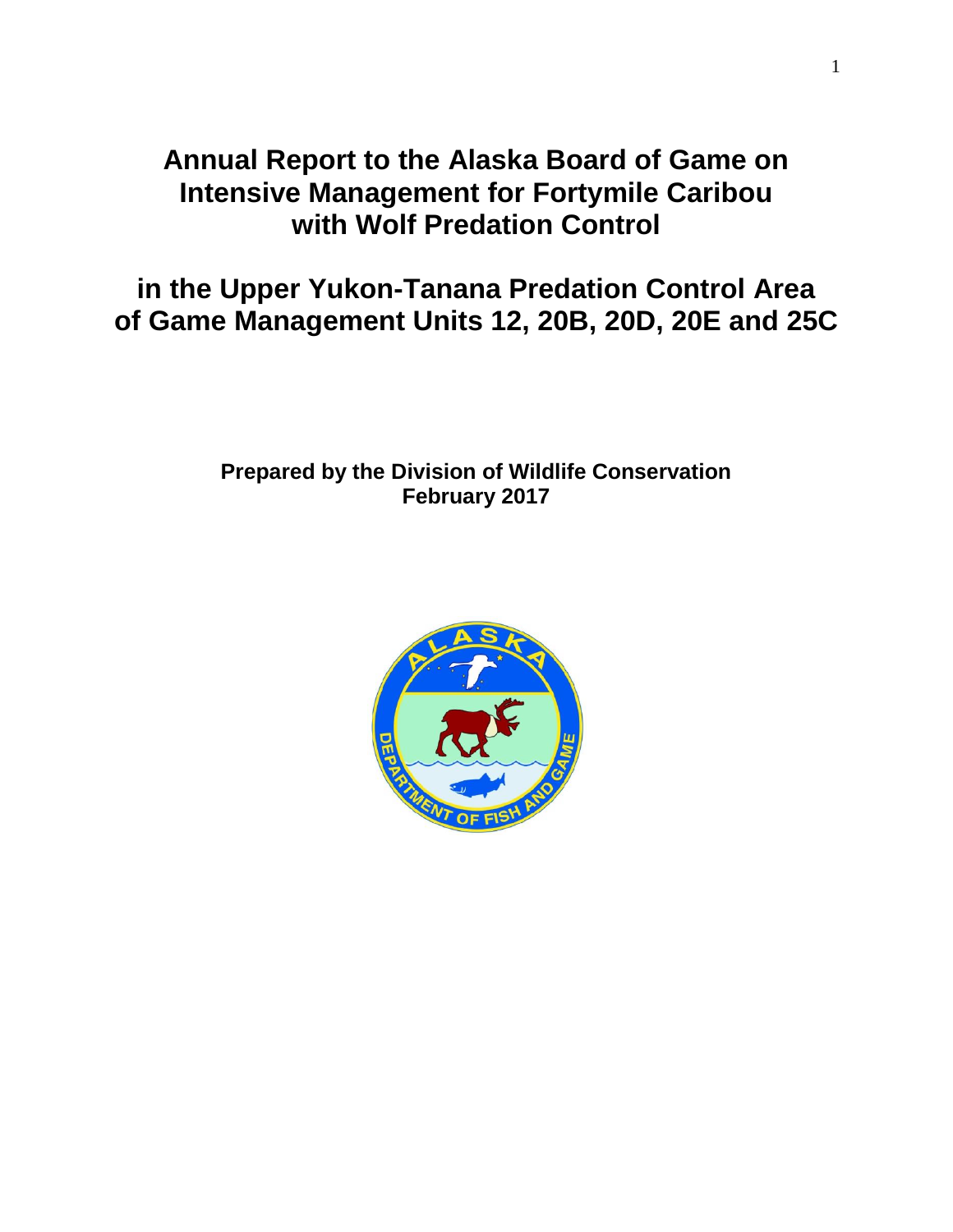# Annual Report to the Alaska Board of Game on Intensive Management for Fortymile Caribou with Wolf Predation Control

# in the Upper Yukon-Tanana Predation Control Area of Game Management Units 12, 20B, 20D, 20E and 25C

**Prepared by the Division of Wildlife Conservation**
**February 2017**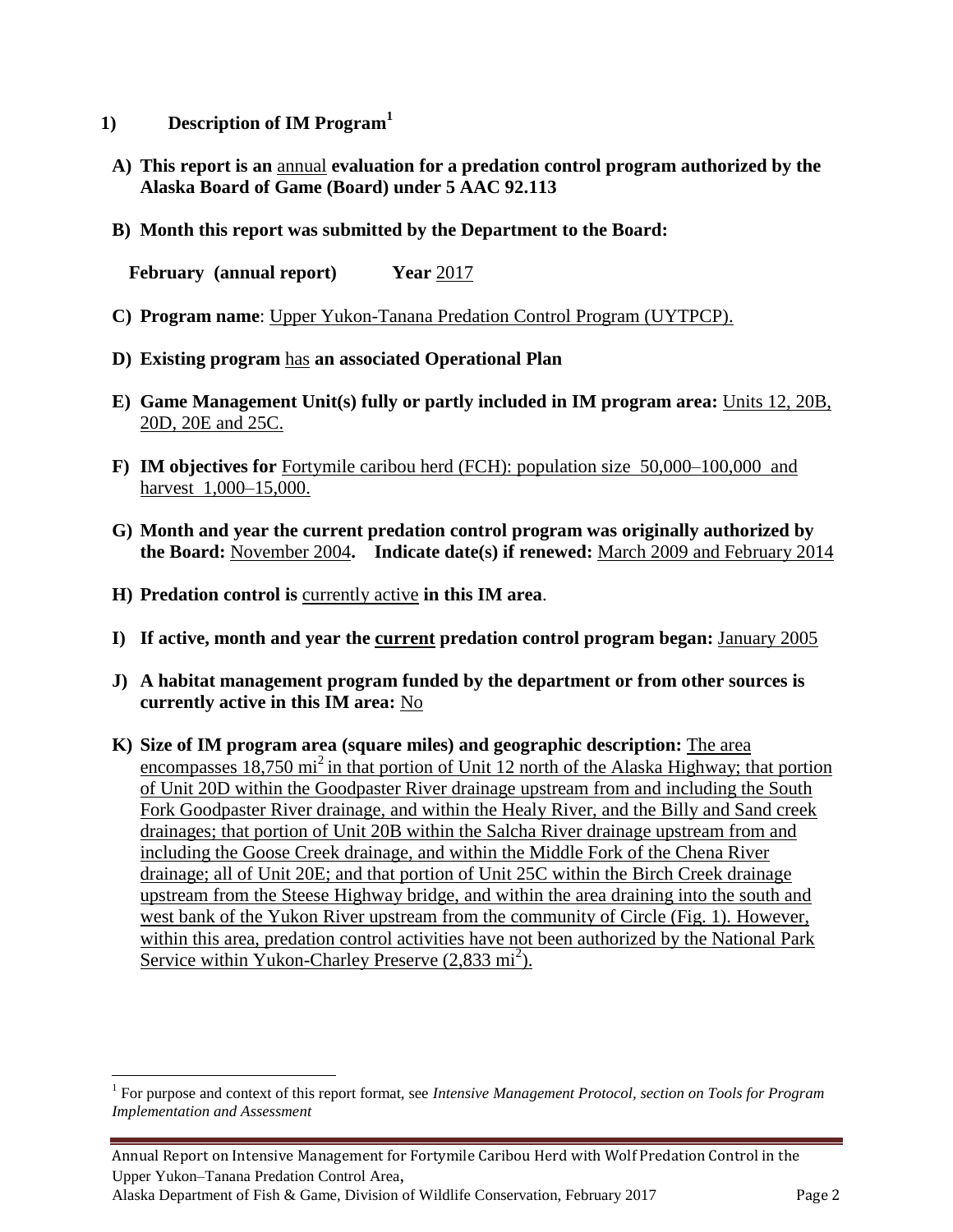## 1) Description of IM Program[1]

**A) This report is an** annual **evaluation for a predation control program authorized by the Alaska Board of Game (Board) under 5 AAC 92.113**

**B) Month this report was submitted by the Department to the Board:**

**February (annual report)** **Year** 2017

**C) Program name**: Upper Yukon-Tanana Predation Control Program (UYTPCP).

**D) Existing program** has **an associated Operational Plan**

**E) Game Management Unit(s) fully or partly included in IM program area:** Units 12, 20B, 20D, 20E and 25C.

**F) IM objectives for** Fortymile caribou herd (FCH): population size 50,000–100,000 and harvest 1,000–15,000.

**G) Month and year the current predation control program was originally authorized by the Board:** November 2004**. Indicate date(s) if renewed:** March 2009 and February 2014

**H) Predation control is** currently active **in this IM area**.

**I) If active, month and year the current predation control program began:** January 2005

**J) A habitat management program funded by the department or from other sources is currently active in this IM area:** No

**K) Size of IM program area (square miles) and geographic description:** The area encompasses 18,750 $mi^2$ in that portion of Unit 12 north of the Alaska Highway; that portion of Unit 20D within the Goodpaster River drainage upstream from and including the South Fork Goodpaster River drainage, and within the Healy River, and the Billy and Sand creek drainages; that portion of Unit 20B within the Salcha River drainage upstream from and including the Goose Creek drainage, and within the Middle Fork of the Chena River drainage; all of Unit 20E; and that portion of Unit 25C within the Birch Creek drainage upstream from the Steese Highway bridge, and within the area draining into the south and west bank of the Yukon River upstream from the community of Circle (Fig. 1). However, within this area, predation control activities have not been authorized by the National Park Service within Yukon-Charley Preserve (2,833 $mi^2$).

[1] For purpose and context of this report format, see *Intensive Management Protocol, section on Tools for Program Implementation and Assessment*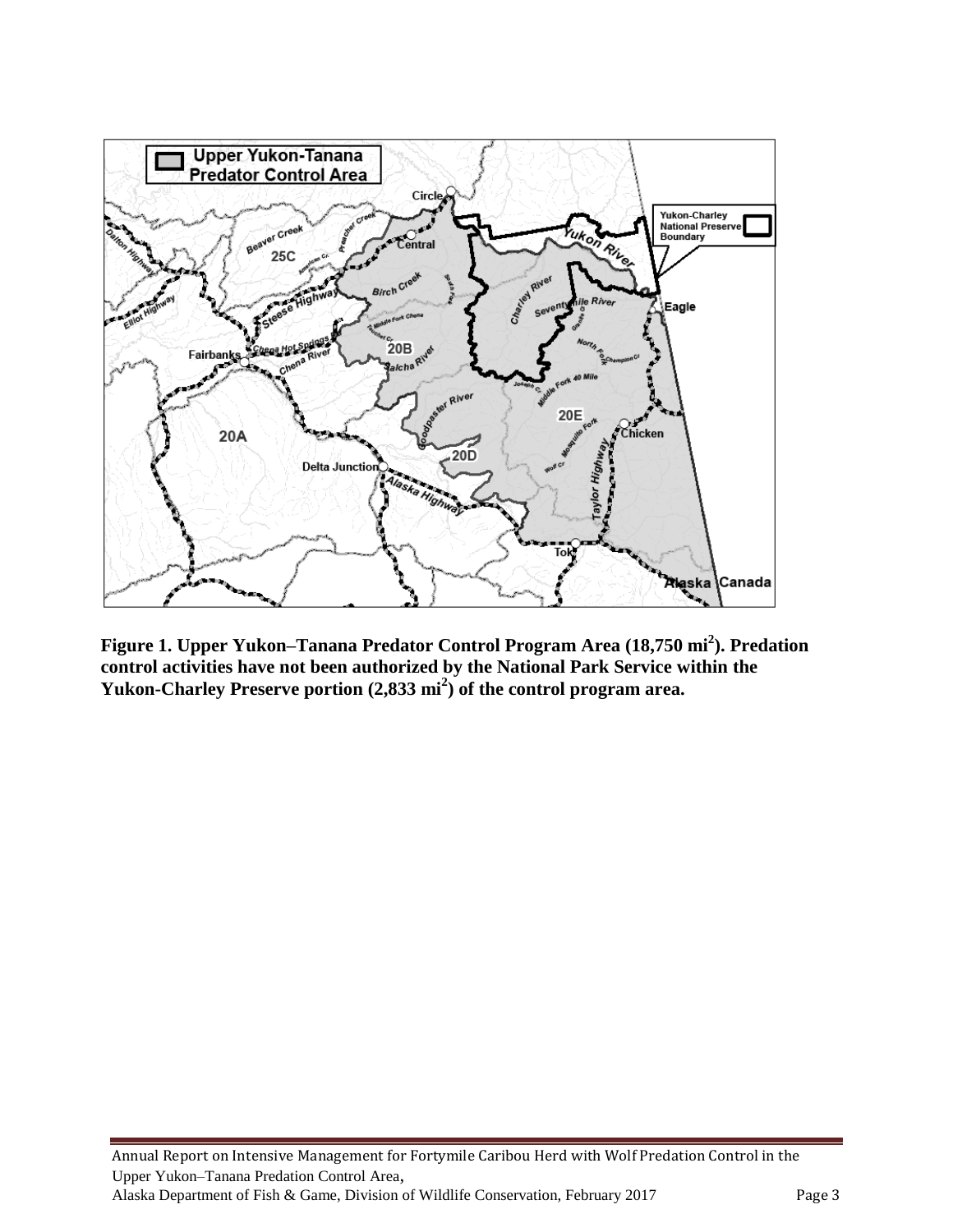**Figure 1. Upper Yukon–Tanana Predator Control Program Area (18,750 mi$^2$). Predation control activities have not been authorized by the National Park Service within the Yukon-Charley Preserve portion (2,833 mi$^2$) of the control program area.**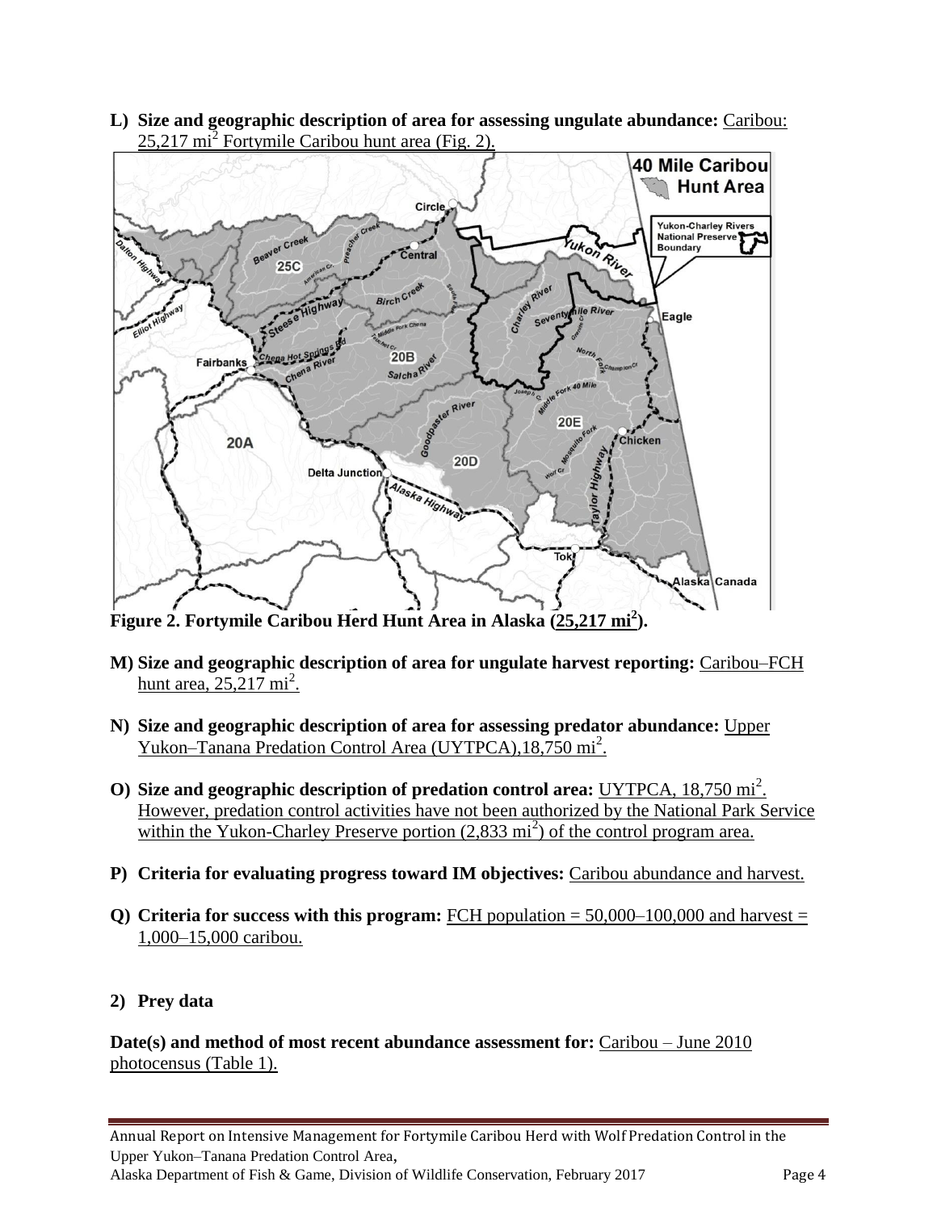**L) Size and geographic description of area for assessing ungulate abundance:** Caribou: 25,217 $mi^2$ Fortymile Caribou hunt area (Fig. 2).

**Figure 2. Fortymile Caribou Herd Hunt Area in Alaska (25,217 $mi^2$).**

**M) Size and geographic description of area for ungulate harvest reporting:** Caribou–FCH hunt area, 25,217 $mi^2$.

**N) Size and geographic description of area for assessing predator abundance:** Upper Yukon–Tanana Predation Control Area (UYTPCA),18,750 $mi^2$.

**O) Size and geographic description of predation control area:** UYTPCA, 18,750 $mi^2$. However, predation control activities have not been authorized by the National Park Service within the Yukon-Charley Preserve portion (2,833 $mi^2$) of the control program area.

**P) Criteria for evaluating progress toward IM objectives:** Caribou abundance and harvest.

**Q) Criteria for success with this program:** FCH population = 50,000–100,000 and harvest = 1,000–15,000 caribou.

**2) Prey data**

**Date(s) and method of most recent abundance assessment for:** Caribou – June 2010 photocensus (Table 1).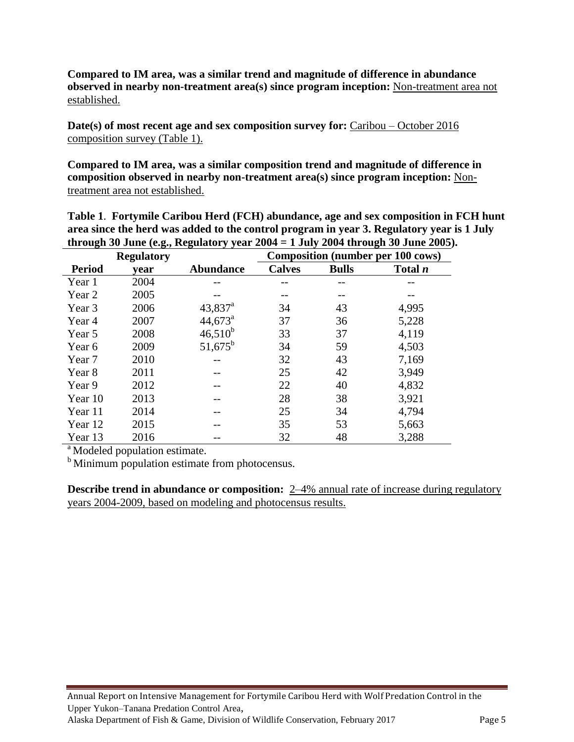**Compared to IM area, was a similar trend and magnitude of difference in abundance observed in nearby non-treatment area(s) since program inception:** Non-treatment area not established.

**Date(s) of most recent age and sex composition survey for:** Caribou – October 2016 composition survey (Table 1).

**Compared to IM area, was a similar composition trend and magnitude of difference in composition observed in nearby non-treatment area(s) since program inception:** Non-treatment area not established.

**Table 1**. **Fortymile Caribou Herd (FCH) abundance, age and sex composition in FCH hunt area since the herd was added to the control program in year 3. Regulatory year is 1 July through 30 June (e.g., Regulatory year 2004 = 1 July 2004 through 30 June 2005).**

| | Regulatory | | Composition (number per 100 cows) | | |
|---|---|---|---|---|---|
| **Period** | **year** | **Abundance** | **Calves** | **Bulls** | **Total *n*** |
| Year 1 | 2004 | -- | -- | -- | -- |
| Year 2 | 2005 | -- | -- | -- | -- |
| Year 3 | 2006 | 43,837[a] | 34 | 43 | 4,995 |
| Year 4 | 2007 | 44,673[a] | 37 | 36 | 5,228 |
| Year 5 | 2008 | 46,510[b] | 33 | 37 | 4,119 |
| Year 6 | 2009 | 51,675[b] | 34 | 59 | 4,503 |
| Year 7 | 2010 | -- | 32 | 43 | 7,169 |
| Year 8 | 2011 | -- | 25 | 42 | 3,949 |
| Year 9 | 2012 | -- | 22 | 40 | 4,832 |
| Year 10 | 2013 | -- | 28 | 38 | 3,921 |
| Year 11 | 2014 | -- | 25 | 34 | 4,794 |
| Year 12 | 2015 | -- | 35 | 53 | 5,663 |
| Year 13 | 2016 | -- | 32 | 48 | 3,288 |

[a] Modeled population estimate.

[b] Minimum population estimate from photocensus.

**Describe trend in abundance or composition:** 2–4% annual rate of increase during regulatory years 2004-2009, based on modeling and photocensus results.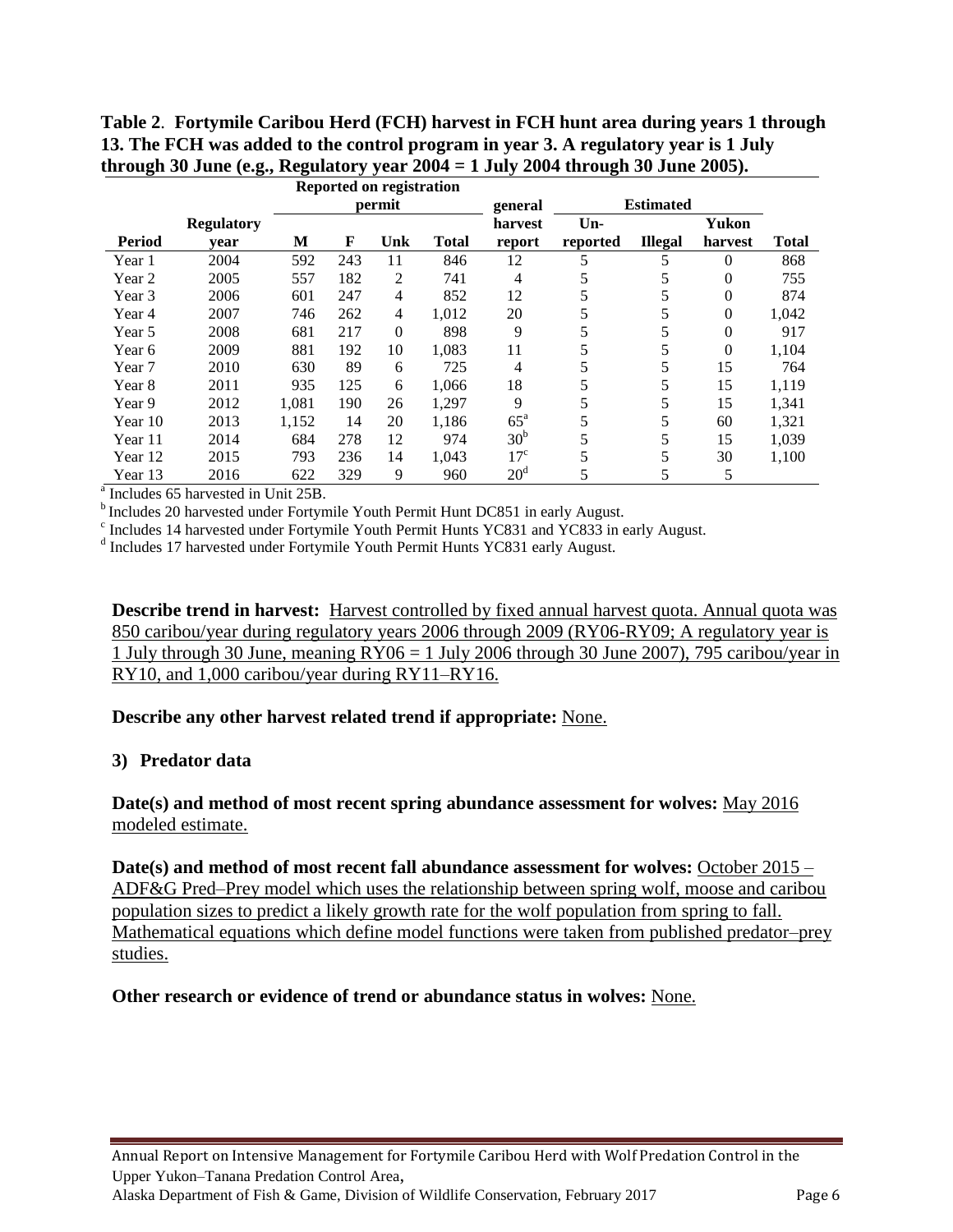**Table 2. Fortymile Caribou Herd (FCH) harvest in FCH hunt area during years 1 through 13. The FCH was added to the control program in year 3. A regulatory year is 1 July through 30 June (e.g., Regulatory year 2004 = 1 July 2004 through 30 June 2005).**

| | | Reported on registration permit | | | | general | Estimated | | | |
|---|---|---|---|---|---|---|---|---|---|---|
| Period | Regulatory year | M | F | Unk | Total | harvest report | Un-reported | Illegal | Yukon harvest | Total |
| Year 1 | 2004 | 592 | 243 | 11 | 846 | 12 | 5 | 5 | 0 | 868 |
| Year 2 | 2005 | 557 | 182 | 2 | 741 | 4 | 5 | 5 | 0 | 755 |
| Year 3 | 2006 | 601 | 247 | 4 | 852 | 12 | 5 | 5 | 0 | 874 |
| Year 4 | 2007 | 746 | 262 | 4 | 1,012 | 20 | 5 | 5 | 0 | 1,042 |
| Year 5 | 2008 | 681 | 217 | 0 | 898 | 9 | 5 | 5 | 0 | 917 |
| Year 6 | 2009 | 881 | 192 | 10 | 1,083 | 11 | 5 | 5 | 0 | 1,104 |
| Year 7 | 2010 | 630 | 89 | 6 | 725 | 4 | 5 | 5 | 15 | 764 |
| Year 8 | 2011 | 935 | 125 | 6 | 1,066 | 18 | 5 | 5 | 15 | 1,119 |
| Year 9 | 2012 | 1,081 | 190 | 26 | 1,297 | 9 | 5 | 5 | 15 | 1,341 |
| Year 10 | 2013 | 1,152 | 14 | 20 | 1,186 | 65[a] | 5 | 5 | 60 | 1,321 |
| Year 11 | 2014 | 684 | 278 | 12 | 974 | 30[b] | 5 | 5 | 15 | 1,039 |
| Year 12 | 2015 | 793 | 236 | 14 | 1,043 | 17[c] | 5 | 5 | 30 | 1,100 |
| Year 13 | 2016 | 622 | 329 | 9 | 960 | 20[d] | 5 | 5 | 5 | |

[a] Includes 65 harvested in Unit 25B.

[b] Includes 20 harvested under Fortymile Youth Permit Hunt DC851 in early August.

[c] Includes 14 harvested under Fortymile Youth Permit Hunts YC831 and YC833 in early August.

[d] Includes 17 harvested under Fortymile Youth Permit Hunts YC831 early August.

**Describe trend in harvest:** Harvest controlled by fixed annual harvest quota. Annual quota was 850 caribou/year during regulatory years 2006 through 2009 (RY06-RY09; A regulatory year is 1 July through 30 June, meaning RY06 = 1 July 2006 through 30 June 2007), 795 caribou/year in RY10, and 1,000 caribou/year during RY11–RY16.

**Describe any other harvest related trend if appropriate:** None.

### 3) Predator data

**Date(s) and method of most recent spring abundance assessment for wolves:** May 2016 modeled estimate.

**Date(s) and method of most recent fall abundance assessment for wolves:** October 2015 – ADF&G Pred–Prey model which uses the relationship between spring wolf, moose and caribou population sizes to predict a likely growth rate for the wolf population from spring to fall. Mathematical equations which define model functions were taken from published predator–prey studies.

**Other research or evidence of trend or abundance status in wolves:** None.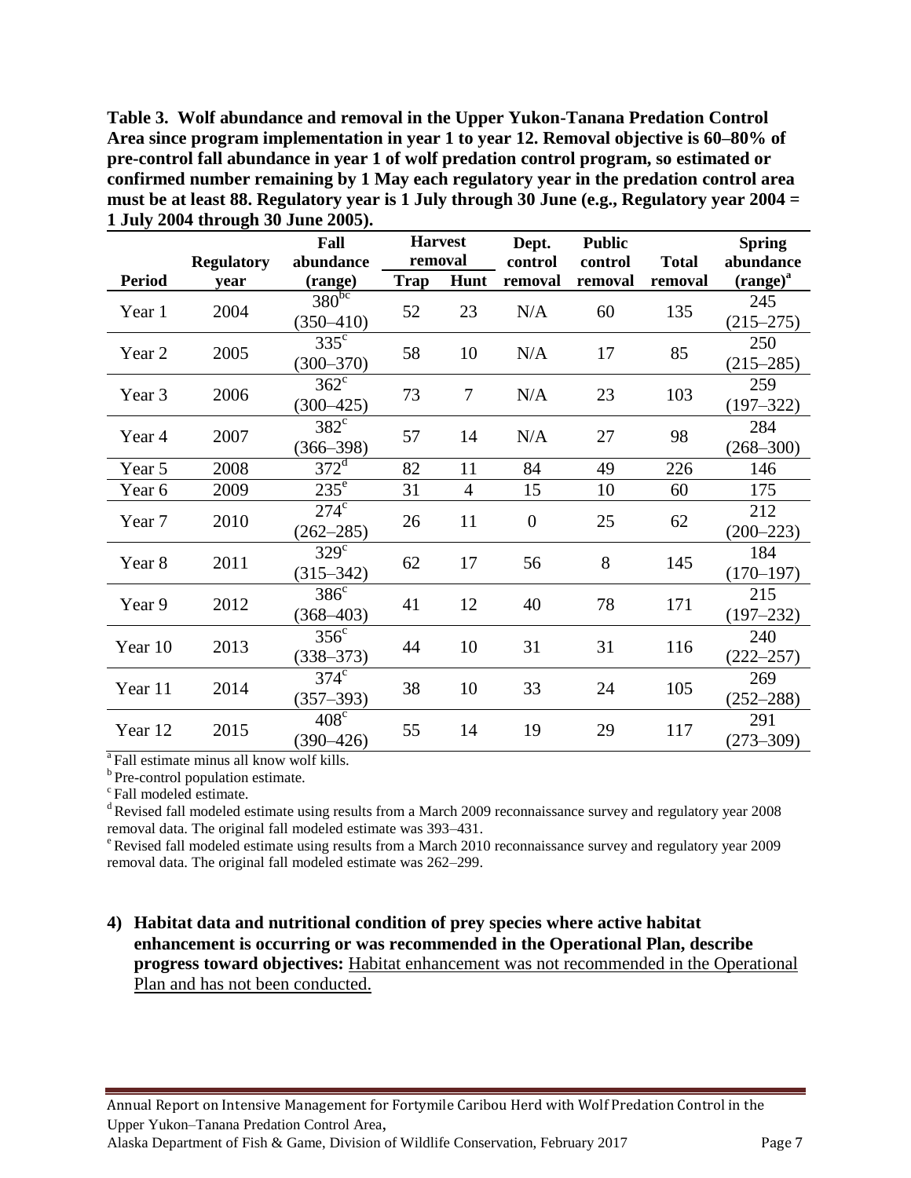**Table 3. Wolf abundance and removal in the Upper Yukon-Tanana Predation Control Area since program implementation in year 1 to year 12. Removal objective is 60–80% of pre-control fall abundance in year 1 of wolf predation control program, so estimated or confirmed number remaining by 1 May each regulatory year in the predation control area must be at least 88. Regulatory year is 1 July through 30 June (e.g., Regulatory year 2004 = 1 July 2004 through 30 June 2005).**

| Period | Regulatory year | Fall abundance (range) | Harvest removal | | Dept. control removal | Public control removal | Total removal | Spring abundance (range)[a] |
|---|---|---|---|---|---|---|---|---|
| | | | Trap | Hunt | | | | |
| Year 1 | 2004 | 380[bc] (350–410) | 52 | 23 | N/A | 60 | 135 | 245 (215–275) |
| Year 2 | 2005 | 335[c] (300–370) | 58 | 10 | N/A | 17 | 85 | 250 (215–285) |
| Year 3 | 2006 | 362[c] (300–425) | 73 | 7 | N/A | 23 | 103 | 259 (197–322) |
| Year 4 | 2007 | 382[c] (366–398) | 57 | 14 | N/A | 27 | 98 | 284 (268–300) |
| Year 5 | 2008 | 372[d] | 82 | 11 | 84 | 49 | 226 | 146 |
| Year 6 | 2009 | 235[e] | 31 | 4 | 15 | 10 | 60 | 175 |
| Year 7 | 2010 | 274[c] (262–285) | 26 | 11 | 0 | 25 | 62 | 212 (200–223) |
| Year 8 | 2011 | 329[c] (315–342) | 62 | 17 | 56 | 8 | 145 | 184 (170–197) |
| Year 9 | 2012 | 386[c] (368–403) | 41 | 12 | 40 | 78 | 171 | 215 (197–232) |
| Year 10 | 2013 | 356[c] (338–373) | 44 | 10 | 31 | 31 | 116 | 240 (222–257) |
| Year 11 | 2014 | 374[c] (357–393) | 38 | 10 | 33 | 24 | 105 | 269 (252–288) |
| Year 12 | 2015 | 408[c] (390–426) | 55 | 14 | 19 | 29 | 117 | 291 (273–309) |

[a] Fall estimate minus all know wolf kills.
[b] Pre-control population estimate.
[c] Fall modeled estimate.
[d] Revised fall modeled estimate using results from a March 2009 reconnaissance survey and regulatory year 2008 removal data. The original fall modeled estimate was 393–431.
[e] Revised fall modeled estimate using results from a March 2010 reconnaissance survey and regulatory year 2009 removal data. The original fall modeled estimate was 262–299.

**4) Habitat data and nutritional condition of prey species where active habitat enhancement is occurring or was recommended in the Operational Plan, describe progress toward objectives:** Habitat enhancement was not recommended in the Operational Plan and has not been conducted.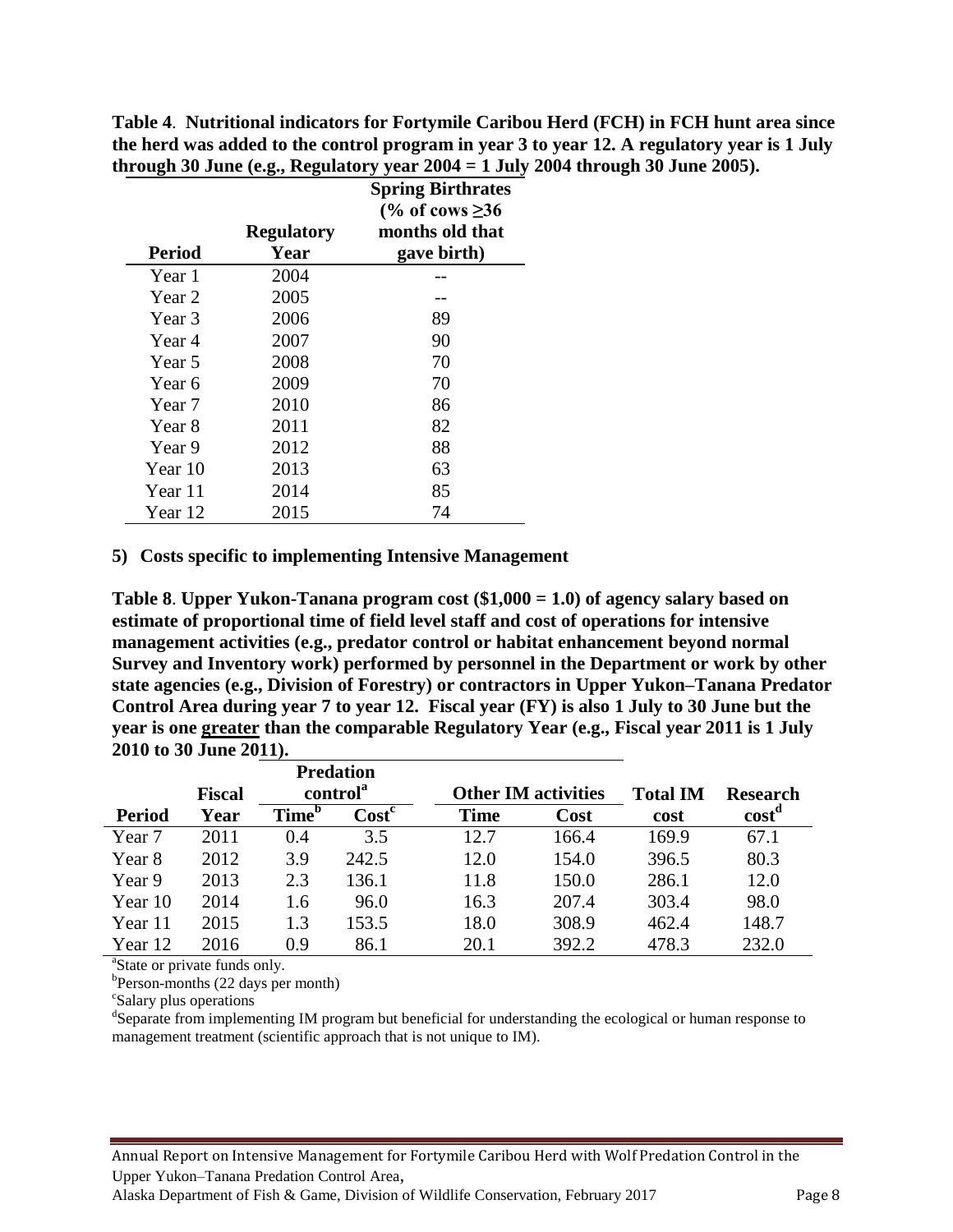**Table 4**. **Nutritional indicators for Fortymile Caribou Herd (FCH) in FCH hunt area since the herd was added to the control program in year 3 to year 12. A regulatory year is 1 July through 30 June (e.g., Regulatory year 2004 = 1 July 2004 through 30 June 2005).**

| Period | Regulatory Year | Spring Birthrates (% of cows ≥36 months old that gave birth) |
|---|---|---|
| Year 1 | 2004 | -- |
| Year 2 | 2005 | -- |
| Year 3 | 2006 | 89 |
| Year 4 | 2007 | 90 |
| Year 5 | 2008 | 70 |
| Year 6 | 2009 | 70 |
| Year 7 | 2010 | 86 |
| Year 8 | 2011 | 82 |
| Year 9 | 2012 | 88 |
| Year 10 | 2013 | 63 |
| Year 11 | 2014 | 85 |
| Year 12 | 2015 | 74 |

**5) Costs specific to implementing Intensive Management**

**Table 8**. **Upper Yukon-Tanana program cost ($1,000 = 1.0) of agency salary based on estimate of proportional time of field level staff and cost of operations for intensive management activities (e.g., predator control or habitat enhancement beyond normal Survey and Inventory work) performed by personnel in the Department or work by other state agencies (e.g., Division of Forestry) or contractors in Upper Yukon–Tanana Predator Control Area during year 7 to year 12. Fiscal year (FY) is also 1 July to 30 June but the year is one greater than the comparable Regulatory Year (e.g., Fiscal year 2011 is 1 July 2010 to 30 June 2011).**

| | | Predation control[a] | | Other IM activities | | | |
|---|---|---|---|---|---|---|---|
| Period | Fiscal Year | Time[b] | Cost[c] | Time | Cost | Total IM cost | Research cost[d] |
| Year 7 | 2011 | 0.4 | 3.5 | 12.7 | 166.4 | 169.9 | 67.1 |
| Year 8 | 2012 | 3.9 | 242.5 | 12.0 | 154.0 | 396.5 | 80.3 |
| Year 9 | 2013 | 2.3 | 136.1 | 11.8 | 150.0 | 286.1 | 12.0 |
| Year 10 | 2014 | 1.6 | 96.0 | 16.3 | 207.4 | 303.4 | 98.0 |
| Year 11 | 2015 | 1.3 | 153.5 | 18.0 | 308.9 | 462.4 | 148.7 |
| Year 12 | 2016 | 0.9 | 86.1 | 20.1 | 392.2 | 478.3 | 232.0 |

[a]State or private funds only.
[b]Person-months (22 days per month)
[c]Salary plus operations
[d]Separate from implementing IM program but beneficial for understanding the ecological or human response to management treatment (scientific approach that is not unique to IM).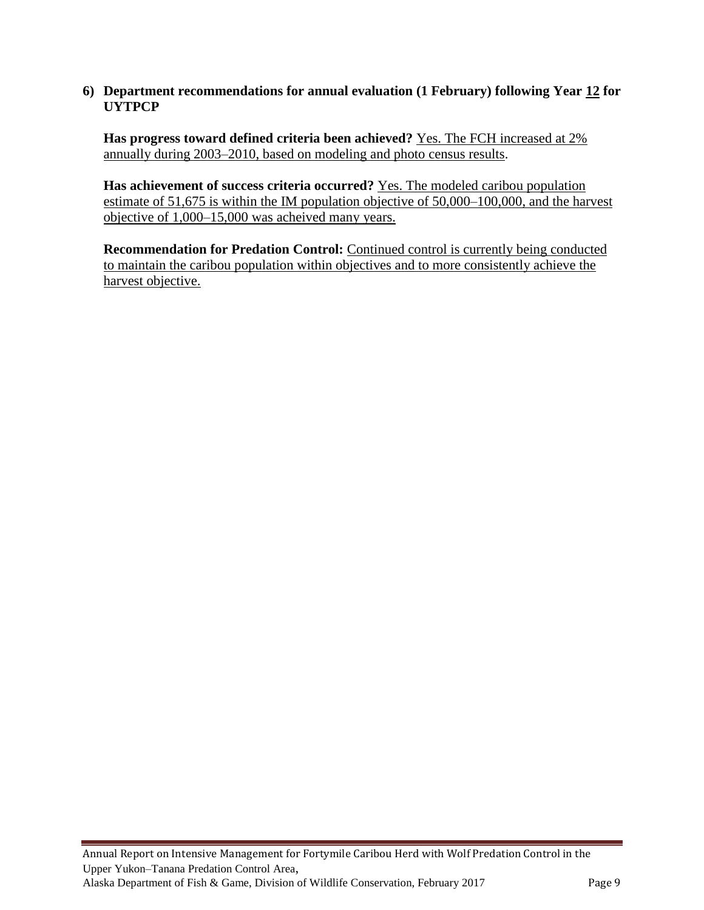**6) Department recommendations for annual evaluation (1 February) following Year 12 for UYTPCP**

**Has progress toward defined criteria been achieved?** Yes. The FCH increased at 2% annually during 2003–2010, based on modeling and photo census results.

**Has achievement of success criteria occurred?** Yes. The modeled caribou population estimate of 51,675 is within the IM population objective of 50,000–100,000, and the harvest objective of 1,000–15,000 was acheived many years.

**Recommendation for Predation Control:** Continued control is currently being conducted to maintain the caribou population within objectives and to more consistently achieve the harvest objective.